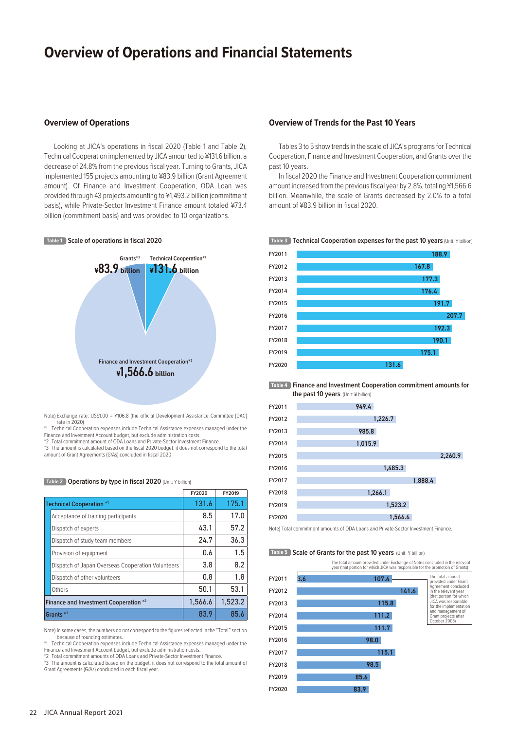# Overview of Operations and Financial Statements

## Overview of Operations

Looking at JICA's operations in fiscal 2020 (Table 1 and Table 2), Technical Cooperation implemented by JICA amounted to ¥131.6 billion, a decrease of 24.8% from the previous fiscal year. Turning to Grants, JICA implemented 155 projects amounting to ¥83.9 billion (Grant Agreement amount). Of Finance and Investment Cooperation, ODA Loan was provided through 43 projects amounting to ¥1,493.2 billion (commitment basis), while Private-Sector Investment Finance amount totaled ¥73.4 billion (commitment basis) and was provided to 10 organizations.

**Table 1 Scale of operations in fiscal 2020**

| Category | Amount |
|---|---|
| Grants*3 | ¥83.9 billion |
| Technical Cooperation*1 | ¥131.6 billion |
| Finance and Investment Cooperation*2 | ¥1,566.6 billion |

Note) Exchange rate: US$1.00 = ¥106.8 (the official Development Assistance Committee [DAC] rate in 2020)
*1 Technical Cooperation expenses include Technical Assistance expenses managed under the Finance and Investment Account budget, but exclude administration costs.
*2 Total commitment amount of ODA Loans and Private-Sector Investment Finance.
*3 The amount is calculated based on the fiscal 2020 budget; it does not correspond to the total amount of Grant Agreements (G/As) concluded in fiscal 2020.

**Table 2 Operations by type in fiscal 2020** (Unit: ¥ billion)

| | FY2020 | FY2019 |
|---|---|---|
| **Technical Cooperation** *1 | 131.6 | 175.1 |
| Acceptance of training participants | 8.5 | 17.0 |
| Dispatch of experts | 43.1 | 57.2 |
| Dispatch of study team members | 24.7 | 36.3 |
| Provision of equipment | 0.6 | 1.5 |
| Dispatch of Japan Overseas Cooperation Volunteers | 3.8 | 8.2 |
| Dispatch of other volunteers | 0.8 | 1.8 |
| Others | 50.1 | 53.1 |
| **Finance and Investment Cooperation** *2 | 1,566.6 | 1,523.2 |
| **Grants** *3 | 83.9 | 85.6 |

Note) In some cases, the numbers do not correspond to the figures reflected in the "Total" section because of rounding estimates.
*1 Technical Cooperation expenses include Technical Assistance expenses managed under the Finance and Investment Account budget, but exclude administration costs.
*2 Total commitment amounts of ODA Loans and Private-Sector Investment Finance.
*3 The amount is calculated based on the budget; it does not correspond to the total amount of Grant Agreements (G/As) concluded in each fiscal year.

## Overview of Trends for the Past 10 Years

Tables 3 to 5 show trends in the scale of JICA's programs for Technical Cooperation, Finance and Investment Cooperation, and Grants over the past 10 years.

In fiscal 2020 the Finance and Investment Cooperation commitment amount increased from the previous fiscal year by 2.8%, totaling ¥1,566.6 billion. Meanwhile, the scale of Grants decreased by 2.0% to a total amount of ¥83.9 billion in fiscal 2020.

**Table 3 Technical Cooperation expenses for the past 10 years** (Unit: ¥ billion)

| Fiscal year | Amount |
|---|---|
| FY2011 | 188.9 |
| FY2012 | 167.8 |
| FY2013 | 177.3 |
| FY2014 | 176.4 |
| FY2015 | 191.7 |
| FY2016 | 207.7 |
| FY2017 | 192.3 |
| FY2018 | 190.1 |
| FY2019 | 175.1 |
| FY2020 | 131.6 |

**Table 4 Finance and Investment Cooperation commitment amounts for the past 10 years** (Unit: ¥ billion)

| Fiscal year | Amount |
|---|---|
| FY2011 | 949.4 |
| FY2012 | 1,226.7 |
| FY2013 | 985.8 |
| FY2014 | 1,015.9 |
| FY2015 | 2,260.9 |
| FY2016 | 1,485.3 |
| FY2017 | 1,888.4 |
| FY2018 | 1,266.1 |
| FY2019 | 1,523.2 |
| FY2020 | 1,566.6 |

Note) Total commitment amounts of ODA Loans and Private-Sector Investment Finance.

**Table 5 Scale of Grants for the past 10 years** (Unit: ¥ billion)

| Fiscal year | The total amount provided under Exchange of Notes concluded in the relevant year (that portion for which JICA was responsible for the promotion of Grants) | The total amount provided under Grant Agreement concluded in the relevant year (that portion for which JICA was responsible for the implementation and management of Grant projects after October 2008) |
|---|---|---|
| FY2011 | 3.6 | 107.4 |
| FY2012 | | 141.6 |
| FY2013 | | 115.8 |
| FY2014 | | 111.2 |
| FY2015 | | 111.7 |
| FY2016 | | 98.0 |
| FY2017 | | 115.1 |
| FY2018 | | 98.5 |
| FY2019 | | 85.6 |
| FY2020 | | 83.9 |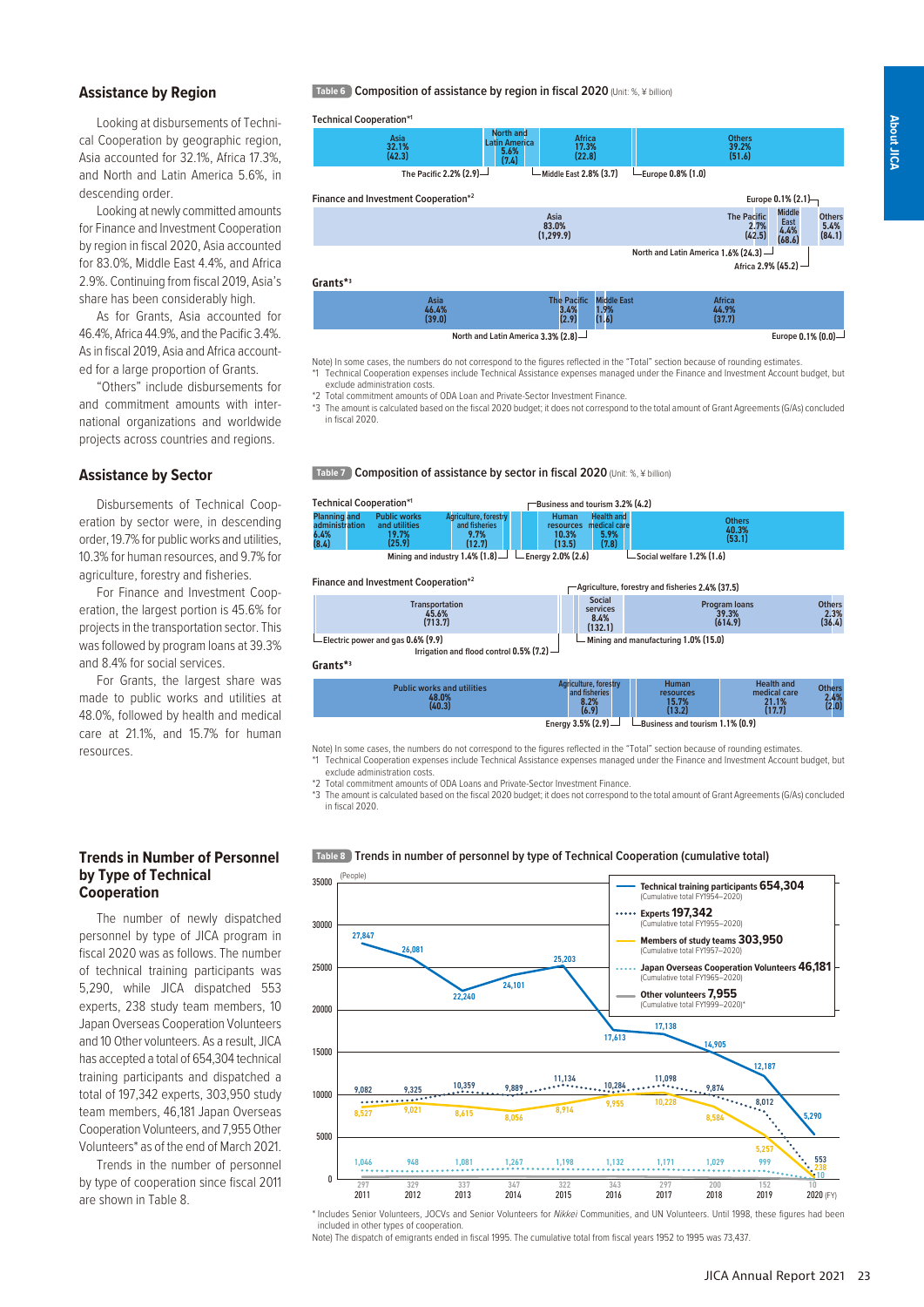## Assistance by Region

Looking at disbursements of Technical Cooperation by geographic region, Asia accounted for 32.1%, Africa 17.3%, and North and Latin America 5.6%, in descending order.

Looking at newly committed amounts for Finance and Investment Cooperation by region in fiscal 2020, Asia accounted for 83.0%, Middle East 4.4%, and Africa 2.9%. Continuing from fiscal 2019, Asia's share has been considerably high.

As for Grants, Asia accounted for 46.4%, Africa 44.9%, and the Pacific 3.4%. As in fiscal 2019, Asia and Africa accounted for a large proportion of Grants.

"Others" include disbursements for and commitment amounts with international organizations and worldwide projects across countries and regions.

**Table 6 Composition of assistance by region in fiscal 2020** (Unit: %, ¥ billion)

**Technical Cooperation**[*1]

| Region | % | ¥ billion |
|---|---|---|
| Asia | 32.1% | (42.3) |
| The Pacific | 2.2% | (2.9) |
| North and Latin America | 5.6% | (7.4) |
| Middle East | 2.8% | (3.7) |
| Africa | 17.3% | (22.8) |
| Europe | 0.8% | (1.0) |
| Others | 39.2% | (51.6) |

**Finance and Investment Cooperation**[*2]

| Region | % | ¥ billion |
|---|---|---|
| Asia | 83.0% | (1,299.9) |
| North and Latin America | 1.6% | (24.3) |
| The Pacific | 2.7% | (42.5) |
| Middle East | 4.4% | (68.6) |
| Africa | 2.9% | (45.2) |
| Europe | 0.1% | (2.1) |
| Others | 5.4% | (84.1) |

**Grants**[*3]

| Region | % | ¥ billion |
|---|---|---|
| Asia | 46.4% | (39.0) |
| North and Latin America | 3.3% | (2.8) |
| The Pacific | 3.4% | (2.9) |
| Middle East | 1.9% | (1.6) |
| Africa | 44.9% | (37.7) |
| Europe | 0.1% | (0.0) |

Note) In some cases, the numbers do not correspond to the figures reflected in the "Total" section because of rounding estimates.
*1 Technical Cooperation expenses include Technical Assistance expenses managed under the Finance and Investment Account budget, but exclude administration costs.
*2 Total commitment amounts of ODA Loan and Private-Sector Investment Finance.
*3 The amount is calculated based on the fiscal 2020 budget; it does not correspond to the total amount of Grant Agreements (G/As) concluded in fiscal 2020.

## Assistance by Sector

Disbursements of Technical Cooperation by sector were, in descending order, 19.7% for public works and utilities, 10.3% for human resources, and 9.7% for agriculture, forestry and fisheries.

For Finance and Investment Cooperation, the largest portion is 45.6% for projects in the transportation sector. This was followed by program loans at 39.3% and 8.4% for social services.

For Grants, the largest share was made to public works and utilities at 48.0%, followed by health and medical care at 21.1%, and 15.7% for human resources.

**Table 7 Composition of assistance by sector in fiscal 2020** (Unit: %, ¥ billion)

**Technical Cooperation**[*1]

| Sector | % | ¥ billion |
|---|---|---|
| Planning and administration | 6.4% | (8.4) |
| Public works and utilities | 19.7% | (25.9) |
| Mining and industry | 1.4% | (1.8) |
| Agriculture, forestry and fisheries | 9.7% | (12.7) |
| Energy | 2.0% | (2.6) |
| Business and tourism | 3.2% | (4.2) |
| Human resources | 10.3% | (13.5) |
| Health and medical care | 5.9% | (7.8) |
| Social welfare | 1.2% | (1.6) |
| Others | 40.3% | (53.1) |

**Finance and Investment Cooperation**[*2]

| Sector | % | ¥ billion |
|---|---|---|
| Electric power and gas | 0.6% | (9.9) |
| Transportation | 45.6% | (713.7) |
| Irrigation and flood control | 0.5% | (7.2) |
| Agriculture, forestry and fisheries | 2.4% | (37.5) |
| Social services | 8.4% | (132.1) |
| Mining and manufacturing | 1.0% | (15.0) |
| Program loans | 39.3% | (614.9) |
| Others | 2.3% | (36.4) |

**Grants**[*3]

| Sector | % | ¥ billion |
|---|---|---|
| Public works and utilities | 48.0% | (40.3) |
| Agriculture, forestry and fisheries | 8.2% | (6.9) |
| Energy | 3.5% | (2.9) |
| Business and tourism | 1.1% | (0.9) |
| Human resources | 15.7% | (13.2) |
| Health and medical care | 21.1% | (17.7) |
| Others | 2.4% | (2.0) |

Note) In some cases, the numbers do not correspond to the figures reflected in the "Total" section because of rounding estimates.
*1 Technical Cooperation expenses include Technical Assistance expenses managed under the Finance and Investment Account budget, but exclude administration costs.
*2 Total commitment amounts of ODA Loans and Private-Sector Investment Finance.
*3 The amount is calculated based on the fiscal 2020 budget; it does not correspond to the total amount of Grant Agreements (G/As) concluded in fiscal 2020.

## Trends in Number of Personnel by Type of Technical Cooperation

The number of newly dispatched personnel by type of JICA program in fiscal 2020 was as follows. The number of technical training participants was 5,290, while JICA dispatched 553 experts, 238 study team members, 10 Japan Overseas Cooperation Volunteers and 10 Other volunteers. As a result, JICA has accepted a total of 654,304 technical training participants and dispatched a total of 197,342 experts, 303,950 study team members, 46,181 Japan Overseas Cooperation Volunteers, and 7,955 Other Volunteers* as of the end of March 2021.

Trends in the number of personnel by type of cooperation since fiscal 2011 are shown in Table 8.

**Table 8 Trends in number of personnel by type of Technical Cooperation (cumulative total)**

(People)

| FY | Technical training participants | Experts | Members of study teams | Japan Overseas Cooperation Volunteers | Other volunteers |
|---|---|---|---|---|---|
| 2011 | 27,847 | 9,082 | 8,527 | 1,046 | 297 |
| 2012 | 26,081 | 9,325 | 9,021 | 948 | 329 |
| 2013 | 22,240 | 10,359 | 8,615 | 1,081 | 337 |
| 2014 | 24,101 | 9,889 | 8,056 | 1,267 | 347 |
| 2015 | 25,203 | 11,134 | 8,914 | 1,198 | 322 |
| 2016 | 17,613 | 10,284 | 9,955 | 1,132 | 343 |
| 2017 | 17,138 | 11,098 | 10,228 | 1,171 | 297 |
| 2018 | 14,905 | 9,874 | 8,584 | 1,029 | 200 |
| 2019 | 12,187 | 8,012 | 5,297 | 999 | 152 |
| 2020 | 5,290 | 553 | 238 | 10 | 10 |

- Technical training participants 654,304 (Cumulative total FY1954–2020)
- Experts 197,342 (Cumulative total FY1955–2020)
- Members of study teams 303,950 (Cumulative total FY1957–2020)
- Japan Overseas Cooperation Volunteers 46,181 (Cumulative total FY1965–2020)
- Other volunteers 7,955 (Cumulative total FY1999–2020)*

\* Includes Senior Volunteers, JOCVs and Senior Volunteers for *Nikkei* Communities, and UN Volunteers. Until 1998, these figures had been included in other types of cooperation.
Note) The dispatch of emigrants ended in fiscal 1995. The cumulative total from fiscal years 1952 to 1995 was 73,437.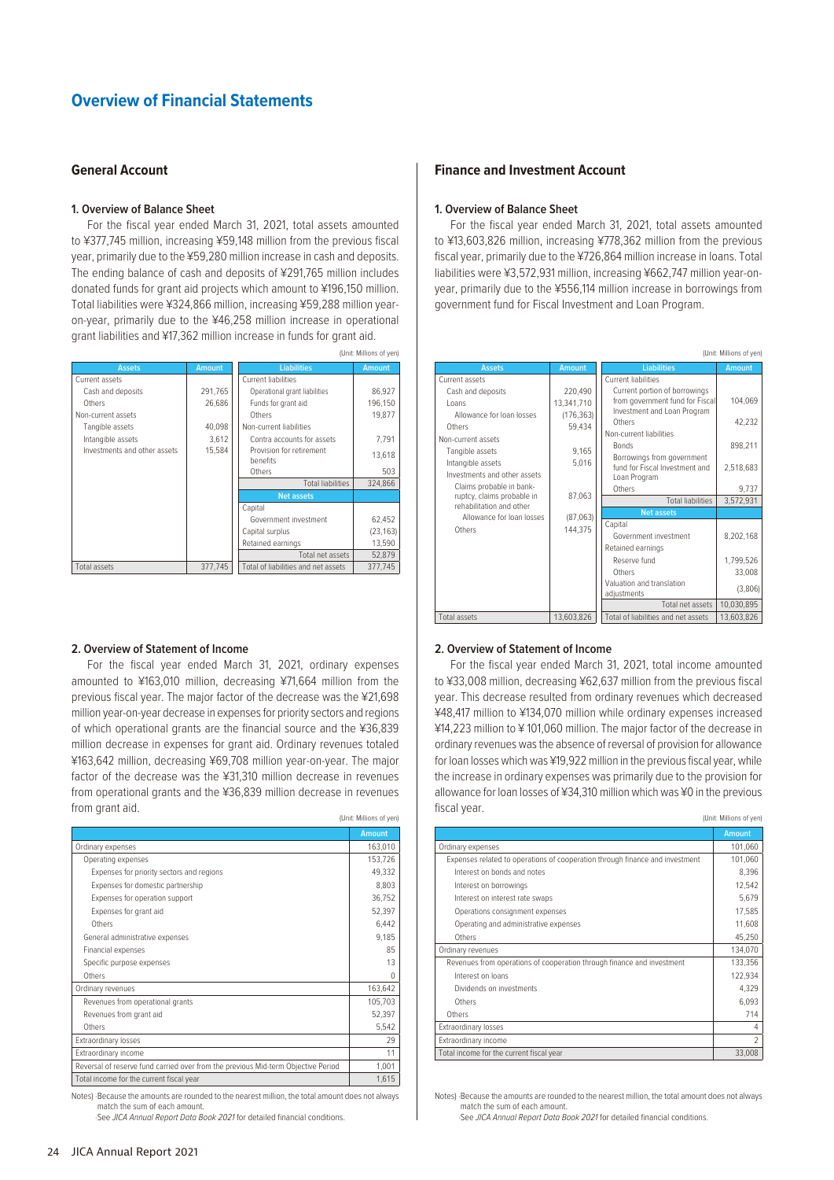# Overview of Financial Statements

## General Account

### 1. Overview of Balance Sheet

For the fiscal year ended March 31, 2021, total assets amounted to ¥377,745 million, increasing ¥59,148 million from the previous fiscal year, primarily due to the ¥59,280 million increase in cash and deposits. The ending balance of cash and deposits of ¥291,765 million includes donated funds for grant aid projects which amount to ¥196,150 million. Total liabilities were ¥324,866 million, increasing ¥59,288 million year-on-year, primarily due to the ¥46,258 million increase in operational grant liabilities and ¥17,362 million increase in funds for grant aid.

(Unit: Millions of yen)

| Assets | Amount | Liabilities | Amount |
|---|---|---|---|
| Current assets | | Current liabilities | |
| Cash and deposits | 291,765 | Operational grant liabilities | 86,927 |
| Others | 26,686 | Funds for grant aid | 196,150 |
| Non-current assets | | Others | 19,877 |
| Tangible assets | 40,098 | Non-current liabilities | |
| Intangible assets | 3,612 | Contra accounts for assets | 7,791 |
| Investments and other assets | 15,584 | Provision for retirement benefits | 13,618 |
| | | Others | 503 |
| | | Total liabilities | 324,866 |
| | | **Net assets** | |
| | | Capital | |
| | | Government investment | 62,452 |
| | | Capital surplus | (23,163) |
| | | Retained earnings | 13,590 |
| | | Total net assets | 52,879 |
| Total assets | 377,745 | Total of liabilities and net assets | 377,745 |

### 2. Overview of Statement of Income

For the fiscal year ended March 31, 2021, ordinary expenses amounted to ¥163,010 million, decreasing ¥71,664 million from the previous fiscal year. The major factor of the decrease was the ¥21,698 million year-on-year decrease in expenses for priority sectors and regions of which operational grants are the financial source and the ¥36,839 million decrease in expenses for grant aid. Ordinary revenues totaled ¥163,642 million, decreasing ¥69,708 million year-on-year. The major factor of the decrease was the ¥31,310 million decrease in revenues from operational grants and the ¥36,839 million decrease in revenues from grant aid.

(Unit: Millions of yen)

| | Amount |
|---|---|
| Ordinary expenses | 163,010 |
| Operating expenses | 153,726 |
| Expenses for priority sectors and regions | 49,332 |
| Expenses for domestic partnership | 8,803 |
| Expenses for operation support | 36,752 |
| Expenses for grant aid | 52,397 |
| Others | 6,442 |
| General administrative expenses | 9,185 |
| Financial expenses | 85 |
| Specific purpose expenses | 13 |
| Others | 0 |
| Ordinary revenues | 163,642 |
| Revenues from operational grants | 105,703 |
| Revenues from grant aid | 52,397 |
| Others | 5,542 |
| Extraordinary losses | 29 |
| Extraordinary income | 11 |
| Reversal of reserve fund carried over from the previous Mid-term Objective Period | 1,001 |
| Total income for the current fiscal year | 1,615 |

Notes) ·Because the amounts are rounded to the nearest million, the total amount does not always match the sum of each amount.
·See *JICA Annual Report Data Book 2021* for detailed financial conditions.

## Finance and Investment Account

### 1. Overview of Balance Sheet

For the fiscal year ended March 31, 2021, total assets amounted to ¥13,603,826 million, increasing ¥778,362 million from the previous fiscal year, primarily due to the ¥726,864 million increase in loans. Total liabilities were ¥3,572,931 million, increasing ¥662,747 million year-on-year, primarily due to the ¥556,114 million increase in borrowings from government fund for Fiscal Investment and Loan Program.

(Unit: Millions of yen)

| Assets | Amount | Liabilities | Amount |
|---|---|---|---|
| Current assets | | Current liabilities | |
| Cash and deposits | 220,490 | Current portion of borrowings from government fund for Fiscal Investment and Loan Program | 104,069 |
| Loans | 13,341,710 | Others | 42,232 |
| Allowance for loan losses | (176,363) | Non-current liabilities | |
| Others | 59,434 | Bonds | 898,211 |
| Non-current assets | | Borrowings from government fund for Fiscal Investment and Loan Program | 2,518,683 |
| Tangible assets | 9,165 | Others | 9,737 |
| Intangible assets | 5,016 | Total liabilities | 3,572,931 |
| Investments and other assets | | **Net assets** | |
| Claims probable in bankruptcy, claims probable in rehabilitation and other | 87,063 | Capital | |
| Allowance for loan losses | (87,063) | Government investment | 8,202,168 |
| Others | 144,375 | Retained earnings | |
| | | Reserve fund | 1,799,526 |
| | | Others | 33,008 |
| | | Valuation and translation adjustments | (3,806) |
| | | Total net assets | 10,030,895 |
| Total assets | 13,603,826 | Total of liabilities and net assets | 13,603,826 |

### 2. Overview of Statement of Income

For the fiscal year ended March 31, 2021, total income amounted to ¥33,008 million, decreasing ¥62,637 million from the previous fiscal year. This decrease resulted from ordinary revenues which decreased ¥48,417 million to ¥134,070 million while ordinary expenses increased ¥14,223 million to ¥101,060 million. The major factor of the decrease in ordinary revenues was the absence of reversal of provision for allowance for loan losses which was ¥19,922 million in the previous fiscal year, while the increase in ordinary expenses was primarily due to the provision for allowance for loan losses of ¥34,310 million which was ¥0 in the previous fiscal year.

(Unit: Millions of yen)

| | Amount |
|---|---|
| Ordinary expenses | 101,060 |
| Expenses related to operations of cooperation through finance and investment | 101,060 |
| Interest on bonds and notes | 8,396 |
| Interest on borrowings | 12,542 |
| Interest on interest rate swaps | 5,679 |
| Operations consignment expenses | 17,585 |
| Operating and administrative expenses | 11,608 |
| Others | 45,250 |
| Ordinary revenues | 134,070 |
| Revenues from operations of cooperation through finance and investment | 133,356 |
| Interest on loans | 122,934 |
| Dividends on investments | 4,329 |
| Others | 6,093 |
| Others | 714 |
| Extraordinary losses | 4 |
| Extraordinary income | 2 |
| Total income for the current fiscal year | 33,008 |

Notes) ·Because the amounts are rounded to the nearest million, the total amount does not always match the sum of each amount.
·See *JICA Annual Report Data Book 2021* for detailed financial conditions.